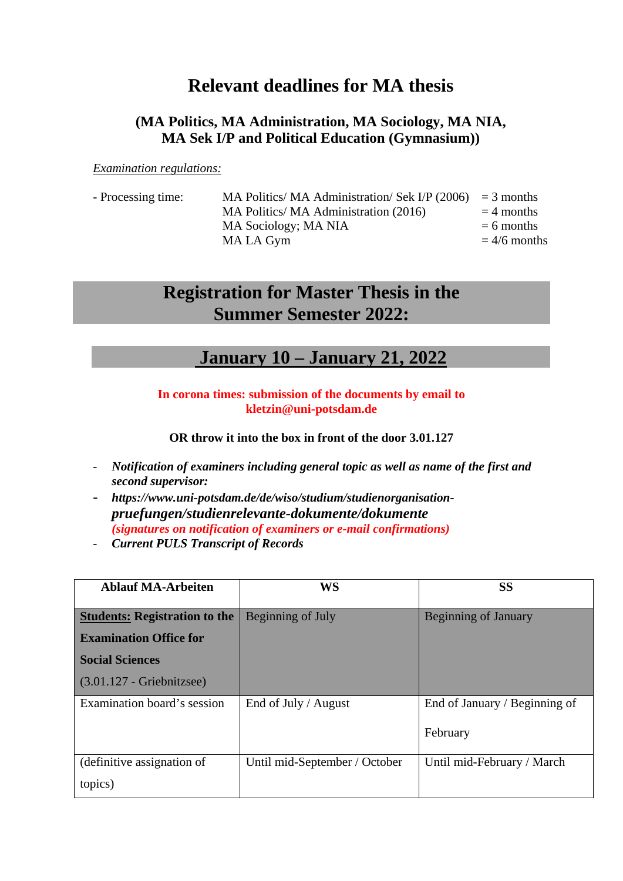# Relevant deadlines for MA thesis

### (MA Politics, MA Administration, MA Sociology, MA NIA, MA Sek I/P and Political Education (Gymnasium))

*Examination regulations:*

- Processing time:

| | | |
|---|---|---|
| MA Politics/ MA Administration/ Sek I/P (2006) | = 3 months |
| MA Politics/ MA Administration (2016) | = 4 months |
| MA Sociology; MA NIA | = 6 months |
| MA LA Gym | = 4/6 months |

## Registration for Master Thesis in the Summer Semester 2022:

## January 10 – January 21, 2022

**In corona times: submission of the documents by email to kletzin@uni-potsdam.de**

**OR throw it into the box in front of the door 3.01.127**

- ***Notification of examiners including general topic as well as name of the first and second supervisor:***
- ***https://www.uni-potsdam.de/de/wiso/studium/studienorganisation-pruefungen/studienrelevante-dokumente/dokumente***
  ***(signatures on notification of examiners or e-mail confirmations)***
- ***Current PULS Transcript of Records***

| Ablauf MA-Arbeiten | WS | SS |
|---|---|---|
| **Students: Registration to the Examination Office for Social Sciences** (3.01.127 - Griebnitzsee) | Beginning of July | Beginning of January |
| Examination board's session | End of July / August | End of January / Beginning of February |
| (definitive assignation of topics) | Until mid-September / October | Until mid-February / March |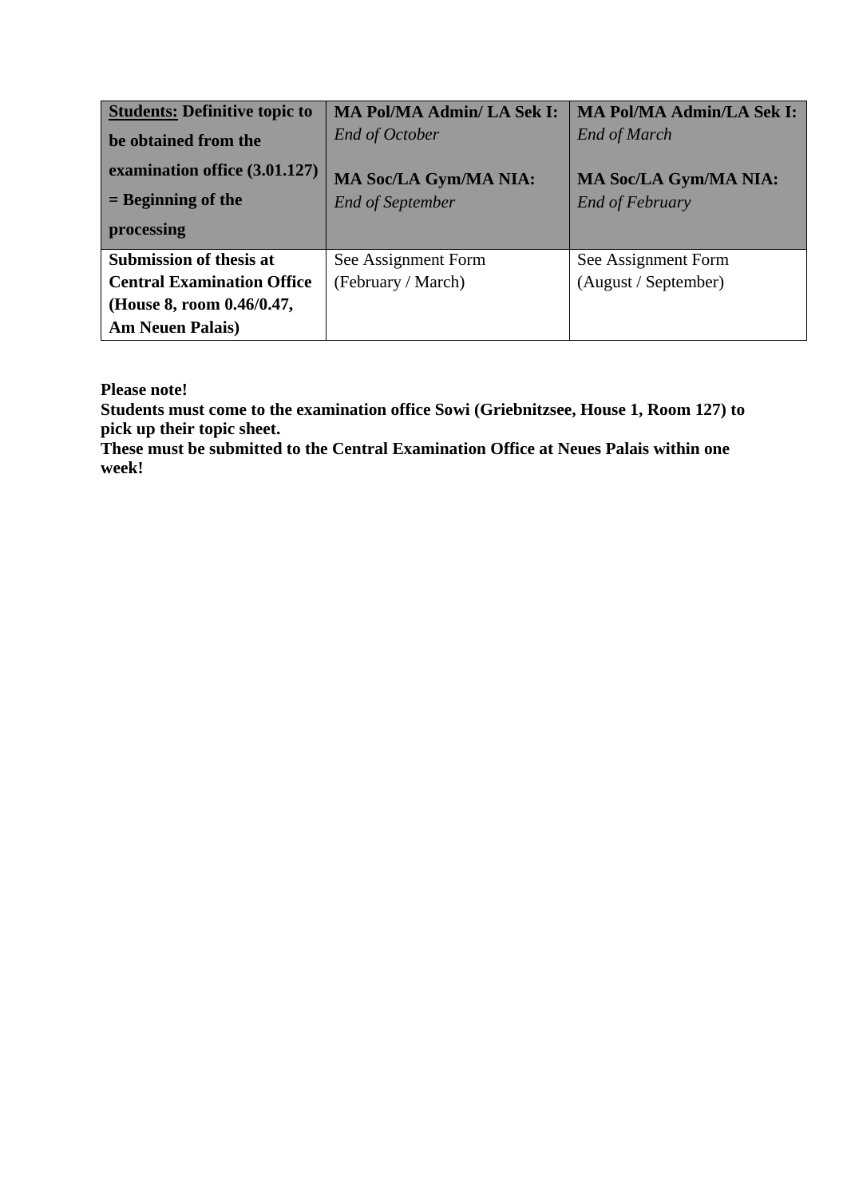| | | |
|---|---|---|
| **<u>Students:</u> Definitive topic to be obtained from the examination office (3.01.127) = Beginning of the processing** | **MA Pol/MA Admin/ LA Sek I:** *End of October*<br><br>**MA Soc/LA Gym/MA NIA:** *End of September* | **MA Pol/MA Admin/LA Sek I:** *End of March*<br><br>**MA Soc/LA Gym/MA NIA:** *End of February* |
| **Submission of thesis at Central Examination Office (House 8, room 0.46/0.47, Am Neuen Palais)** | See Assignment Form (February / March) | See Assignment Form (August / September) |

**Please note!**
**Students must come to the examination office Sowi (Griebnitzsee, House 1, Room 127) to pick up their topic sheet.**
**These must be submitted to the Central Examination Office at Neues Palais within one week!**